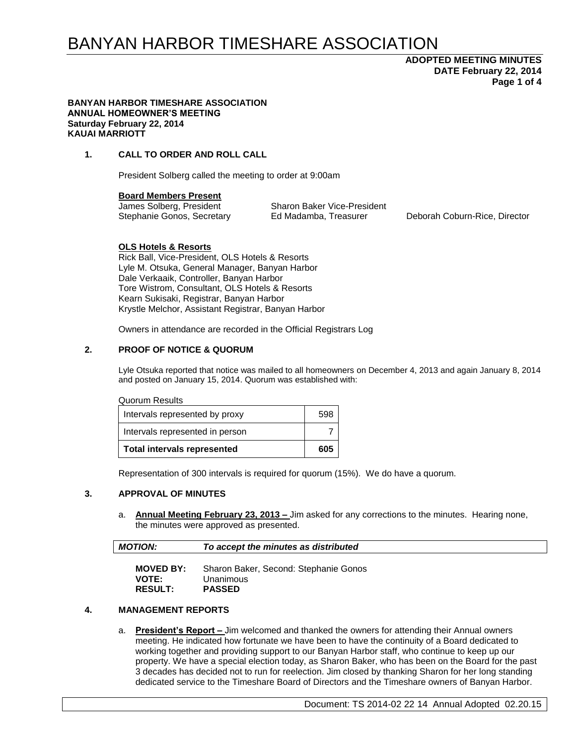# BANYAN HARBOR TIMESHARE ASSOCIATION

**ADOPTED MEETING MINUTES**
**DATE February 22, 2014**

**BANYAN HARBOR TIMESHARE ASSOCIATION**
**ANNUAL HOMEOWNER'S MEETING**
**Saturday February 22, 2014**
**KAUAI MARRIOTT**

## 1. CALL TO ORDER AND ROLL CALL

President Solberg called the meeting to order at 9:00am

**Board Members Present**

James Solberg, President
Sharon Baker Vice-President
Stephanie Gonos, Secretary
Ed Madamba, Treasurer
Deborah Coburn-Rice, Director

**OLS Hotels & Resorts**

Rick Ball, Vice-President, OLS Hotels & Resorts
Lyle M. Otsuka, General Manager, Banyan Harbor
Dale Verkaaik, Controller, Banyan Harbor
Tore Wistrom, Consultant, OLS Hotels & Resorts
Kearn Sukisaki, Registrar, Banyan Harbor
Krystle Melchor, Assistant Registrar, Banyan Harbor

Owners in attendance are recorded in the Official Registrars Log

## 2. PROOF OF NOTICE & QUORUM

Lyle Otsuka reported that notice was mailed to all homeowners on December 4, 2013 and again January 8, 2014 and posted on January 15, 2014. Quorum was established with:

Quorum Results

| | |
|---|---|
| Intervals represented by proxy | 598 |
| Intervals represented in person | 7 |
| **Total intervals represented** | **605** |

Representation of 300 intervals is required for quorum (15%). We do have a quorum.

## 3. APPROVAL OF MINUTES

a. **Annual Meeting February 23, 2013 –** Jim asked for any corrections to the minutes. Hearing none, the minutes were approved as presented.

***MOTION:*** ***To accept the minutes as distributed***

**MOVED BY:** Sharon Baker, Second: Stephanie Gonos
**VOTE:** Unanimous
**RESULT:** **PASSED**

## 4. MANAGEMENT REPORTS

a. **President's Report –** Jim welcomed and thanked the owners for attending their Annual owners meeting. He indicated how fortunate we have been to have the continuity of a Board dedicated to working together and providing support to our Banyan Harbor staff, who continue to keep up our property. We have a special election today, as Sharon Baker, who has been on the Board for the past 3 decades has decided not to run for reelection. Jim closed by thanking Sharon for her long standing dedicated service to the Timeshare Board of Directors and the Timeshare owners of Banyan Harbor.

Document: TS 2014-02 22 14 Annual Adopted 02.20.15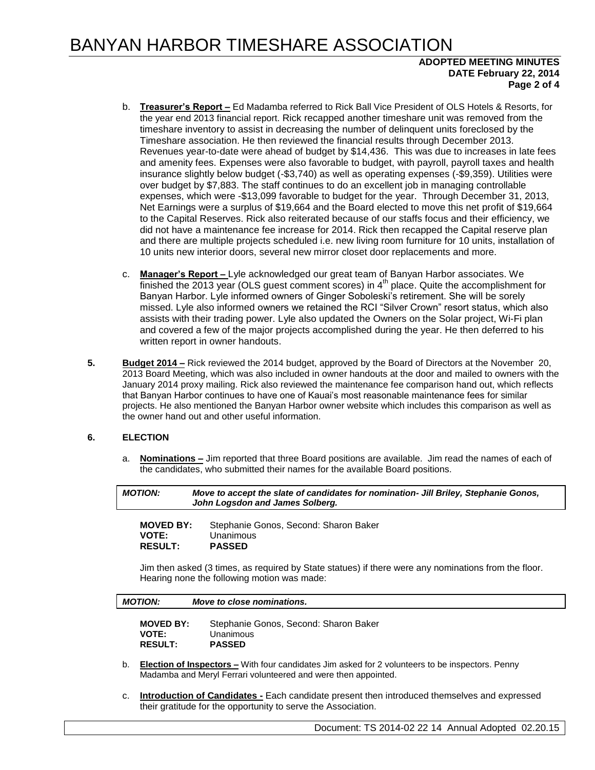b. **Treasurer's Report –** Ed Madamba referred to Rick Ball Vice President of OLS Hotels & Resorts, for the year end 2013 financial report. Rick recapped another timeshare unit was removed from the timeshare inventory to assist in decreasing the number of delinquent units foreclosed by the Timeshare association. He then reviewed the financial results through December 2013. Revenues year-to-date were ahead of budget by $14,436. This was due to increases in late fees and amenity fees. Expenses were also favorable to budget, with payroll, payroll taxes and health insurance slightly below budget (-$3,740) as well as operating expenses (-$9,359). Utilities were over budget by $7,883. The staff continues to do an excellent job in managing controllable expenses, which were -$13,099 favorable to budget for the year. Through December 31, 2013, Net Earnings were a surplus of $19,664 and the Board elected to move this net profit of $19,664 to the Capital Reserves. Rick also reiterated because of our staffs focus and their efficiency, we did not have a maintenance fee increase for 2014. Rick then recapped the Capital reserve plan and there are multiple projects scheduled i.e. new living room furniture for 10 units, installation of 10 units new interior doors, several new mirror closet door replacements and more.

c. **Manager's Report –** Lyle acknowledged our great team of Banyan Harbor associates. We finished the 2013 year (OLS guest comment scores) in 4th place. Quite the accomplishment for Banyan Harbor. Lyle informed owners of Ginger Soboleski's retirement. She will be sorely missed. Lyle also informed owners we retained the RCI "Silver Crown" resort status, which also assists with their trading power. Lyle also updated the Owners on the Solar project, Wi-Fi plan and covered a few of the major projects accomplished during the year. He then deferred to his written report in owner handouts.

**5. Budget 2014 –** Rick reviewed the 2014 budget, approved by the Board of Directors at the November 20, 2013 Board Meeting, which was also included in owner handouts at the door and mailed to owners with the January 2014 proxy mailing. Rick also reviewed the maintenance fee comparison hand out, which reflects that Banyan Harbor continues to have one of Kauai's most reasonable maintenance fees for similar projects. He also mentioned the Banyan Harbor owner website which includes this comparison as well as the owner hand out and other useful information.

**6. ELECTION**

a. **Nominations –** Jim reported that three Board positions are available. Jim read the names of each of the candidates, who submitted their names for the available Board positions.

***MOTION:*** ***Move to accept the slate of candidates for nomination- Jill Briley, Stephanie Gonos, John Logsdon and James Solberg.***

**MOVED BY:** Stephanie Gonos, Second: Sharon Baker
**VOTE:** Unanimous
**RESULT:** **PASSED**

Jim then asked (3 times, as required by State statues) if there were any nominations from the floor. Hearing none the following motion was made:

***MOTION:*** ***Move to close nominations.***

**MOVED BY:** Stephanie Gonos, Second: Sharon Baker
**VOTE:** Unanimous
**RESULT:** **PASSED**

b. **Election of Inspectors –** With four candidates Jim asked for 2 volunteers to be inspectors. Penny Madamba and Meryl Ferrari volunteered and were then appointed.

c. **Introduction of Candidates -** Each candidate present then introduced themselves and expressed their gratitude for the opportunity to serve the Association.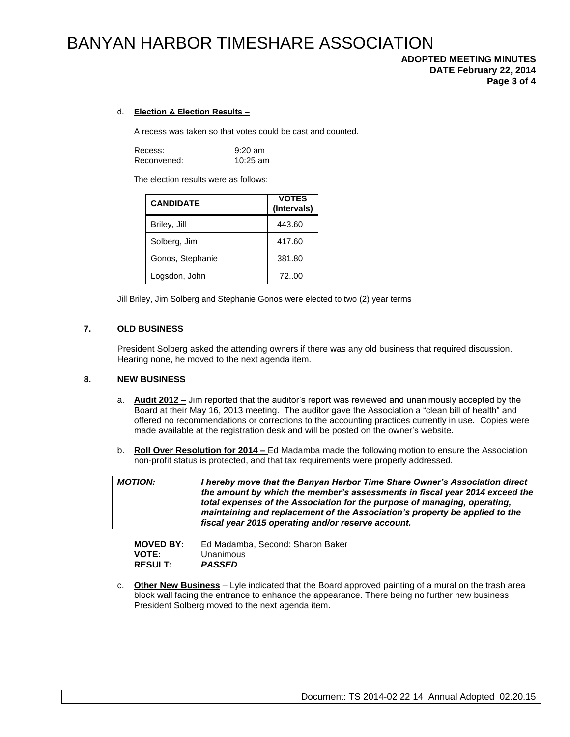d. **Election & Election Results –**

A recess was taken so that votes could be cast and counted.

Recess: 9:20 am
Reconvened: 10:25 am

The election results were as follows:

| CANDIDATE | VOTES (Intervals) |
|---|---|
| Briley, Jill | 443.60 |
| Solberg, Jim | 417.60 |
| Gonos, Stephanie | 381.80 |
| Logsdon, John | 72..00 |

Jill Briley, Jim Solberg and Stephanie Gonos were elected to two (2) year terms

## 7. OLD BUSINESS

President Solberg asked the attending owners if there was any old business that required discussion. Hearing none, he moved to the next agenda item.

## 8. NEW BUSINESS

a. **Audit 2012 –** Jim reported that the auditor's report was reviewed and unanimously accepted by the Board at their May 16, 2013 meeting. The auditor gave the Association a "clean bill of health" and offered no recommendations or corrections to the accounting practices currently in use. Copies were made available at the registration desk and will be posted on the owner's website.

b. **Roll Over Resolution for 2014 –** Ed Madamba made the following motion to ensure the Association non-profit status is protected, and that tax requirements were properly addressed.

| | |
|---|---|
| ***MOTION:*** | ***I hereby move that the Banyan Harbor Time Share Owner's Association direct the amount by which the member's assessments in fiscal year 2014 exceed the total expenses of the Association for the purpose of managing, operating, maintaining and replacement of the Association's property be applied to the fiscal year 2015 operating and/or reserve account.*** |

**MOVED BY:** Ed Madamba, Second: Sharon Baker
**VOTE:** Unanimous
**RESULT:** ***PASSED***

c. **Other New Business** – Lyle indicated that the Board approved painting of a mural on the trash area block wall facing the entrance to enhance the appearance. There being no further new business President Solberg moved to the next agenda item.

Document: TS 2014-02 22 14 Annual Adopted 02.20.15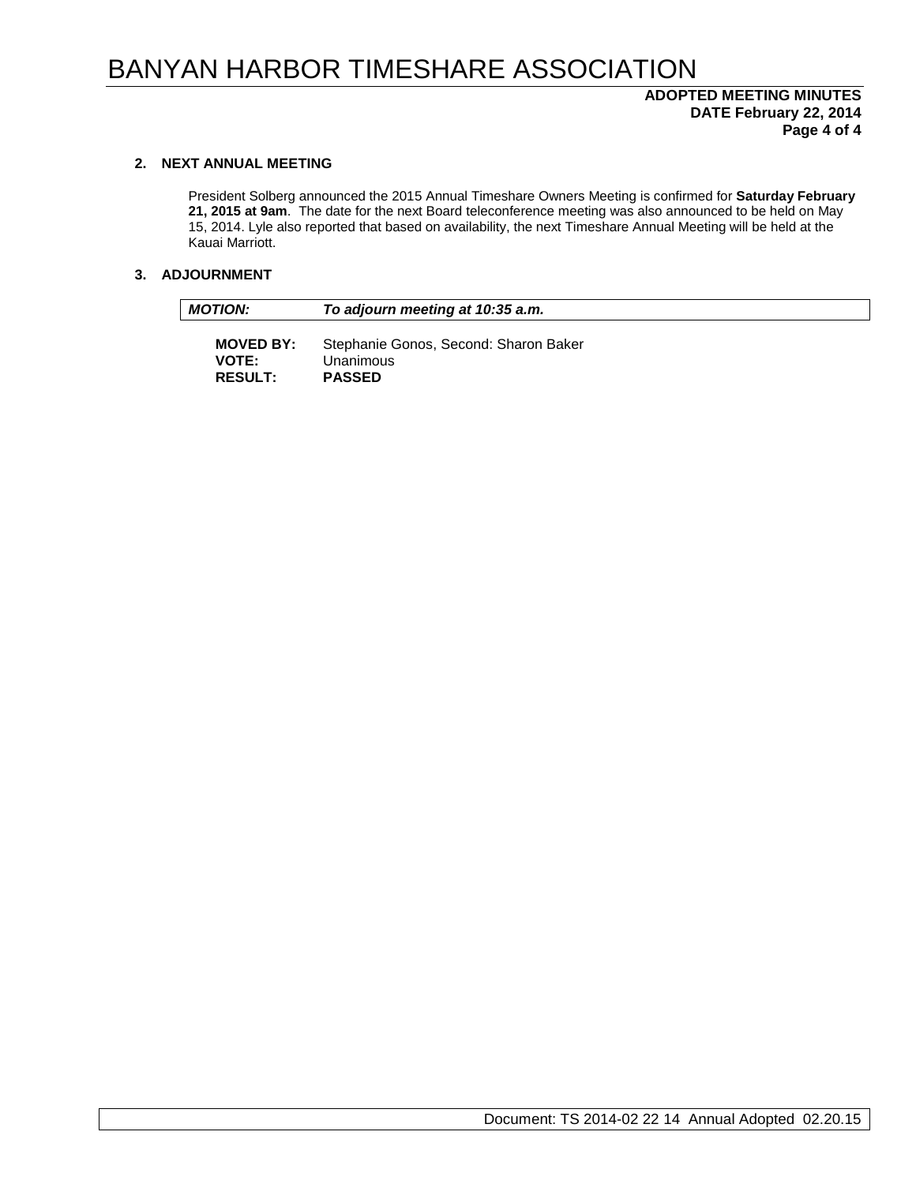**2. NEXT ANNUAL MEETING**

President Solberg announced the 2015 Annual Timeshare Owners Meeting is confirmed for **Saturday February 21, 2015 at 9am**. The date for the next Board teleconference meeting was also announced to be held on May 15, 2014. Lyle also reported that based on availability, the next Timeshare Annual Meeting will be held at the Kauai Marriott.

**3. ADJOURNMENT**

| | |
|---|---|
| ***MOTION:*** | ***To adjourn meeting at 10:35 a.m.*** |

**MOVED BY:** Stephanie Gonos, Second: Sharon Baker
**VOTE:** Unanimous
**RESULT:** **PASSED**